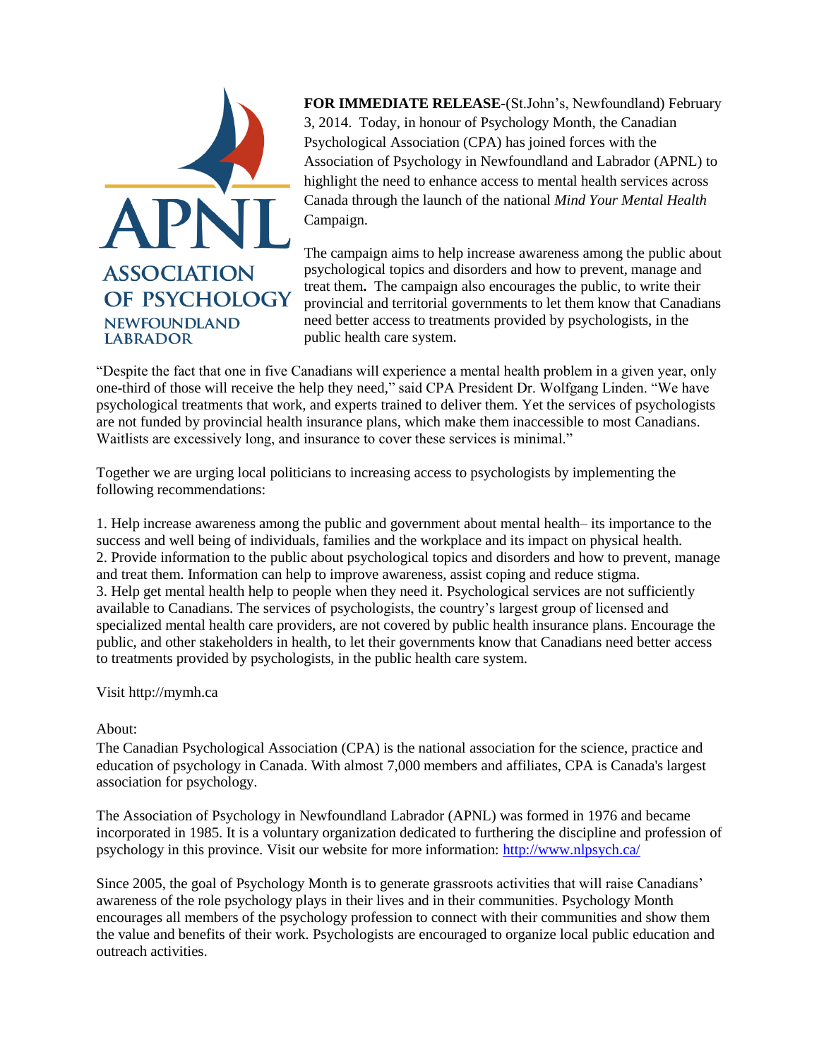ASSOCIATION OF PSYCHOLOGY NEWFOUNDLAND LABRADOR

**FOR IMMEDIATE RELEASE**-(St.John's, Newfoundland) February 3, 2014. Today, in honour of Psychology Month, the Canadian Psychological Association (CPA) has joined forces with the Association of Psychology in Newfoundland and Labrador (APNL) to highlight the need to enhance access to mental health services across Canada through the launch of the national *Mind Your Mental Health* Campaign.

The campaign aims to help increase awareness among the public about psychological topics and disorders and how to prevent, manage and treat them**.** The campaign also encourages the public, to write their provincial and territorial governments to let them know that Canadians need better access to treatments provided by psychologists, in the public health care system.

"Despite the fact that one in five Canadians will experience a mental health problem in a given year, only one-third of those will receive the help they need," said CPA President Dr. Wolfgang Linden. "We have psychological treatments that work, and experts trained to deliver them. Yet the services of psychologists are not funded by provincial health insurance plans, which make them inaccessible to most Canadians. Waitlists are excessively long, and insurance to cover these services is minimal."

Together we are urging local politicians to increasing access to psychologists by implementing the following recommendations:

1. Help increase awareness among the public and government about mental health– its importance to the success and well being of individuals, families and the workplace and its impact on physical health.
2. Provide information to the public about psychological topics and disorders and how to prevent, manage and treat them. Information can help to improve awareness, assist coping and reduce stigma.
3. Help get mental health help to people when they need it. Psychological services are not sufficiently available to Canadians. The services of psychologists, the country's largest group of licensed and specialized mental health care providers, are not covered by public health insurance plans. Encourage the public, and other stakeholders in health, to let their governments know that Canadians need better access to treatments provided by psychologists, in the public health care system.

Visit http://mymh.ca

About:

The Canadian Psychological Association (CPA) is the national association for the science, practice and education of psychology in Canada. With almost 7,000 members and affiliates, CPA is Canada's largest association for psychology.

The Association of Psychology in Newfoundland Labrador (APNL) was formed in 1976 and became incorporated in 1985. It is a voluntary organization dedicated to furthering the discipline and profession of psychology in this province. Visit our website for more information: http://www.nlpsych.ca/

Since 2005, the goal of Psychology Month is to generate grassroots activities that will raise Canadians' awareness of the role psychology plays in their lives and in their communities. Psychology Month encourages all members of the psychology profession to connect with their communities and show them the value and benefits of their work. Psychologists are encouraged to organize local public education and outreach activities.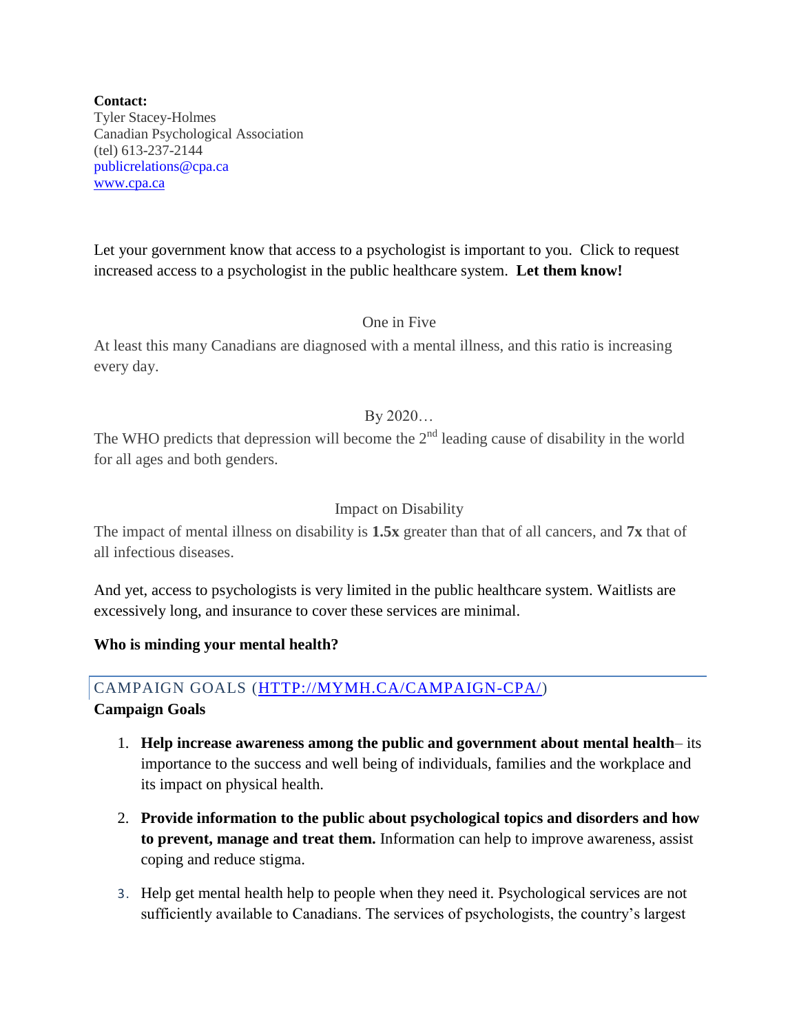**Contact:**
Tyler Stacey-Holmes
Canadian Psychological Association
(tel) 613-237-2144
publicrelations@cpa.ca
www.cpa.ca

Let your government know that access to a psychologist is important to you. Click to request increased access to a psychologist in the public healthcare system. **Let them know!**

One in Five

At least this many Canadians are diagnosed with a mental illness, and this ratio is increasing every day.

By 2020…

The WHO predicts that depression will become the 2nd leading cause of disability in the world for all ages and both genders.

Impact on Disability

The impact of mental illness on disability is **1.5x** greater than that of all cancers, and **7x** that of all infectious diseases.

And yet, access to psychologists is very limited in the public healthcare system. Waitlists are excessively long, and insurance to cover these services are minimal.

**Who is minding your mental health?**

## CAMPAIGN GOALS (HTTP://MYMH.CA/CAMPAIGN-CPA/)

**Campaign Goals**

1. **Help increase awareness among the public and government about mental health**– its importance to the success and well being of individuals, families and the workplace and its impact on physical health.
2. **Provide information to the public about psychological topics and disorders and how to prevent, manage and treat them.** Information can help to improve awareness, assist coping and reduce stigma.
3. Help get mental health help to people when they need it. Psychological services are not sufficiently available to Canadians. The services of psychologists, the country's largest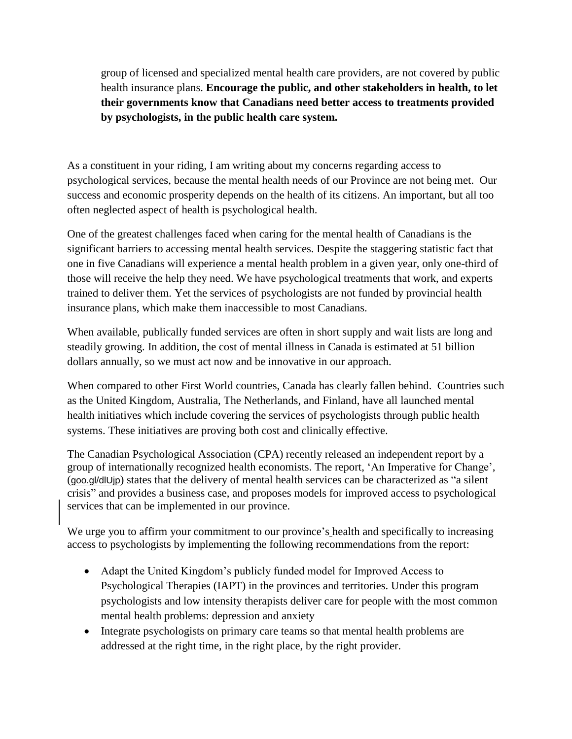group of licensed and specialized mental health care providers, are not covered by public health insurance plans. **Encourage the public, and other stakeholders in health, to let their governments know that Canadians need better access to treatments provided by psychologists, in the public health care system.**

As a constituent in your riding, I am writing about my concerns regarding access to psychological services, because the mental health needs of our Province are not being met. Our success and economic prosperity depends on the health of its citizens. An important, but all too often neglected aspect of health is psychological health.

One of the greatest challenges faced when caring for the mental health of Canadians is the significant barriers to accessing mental health services. Despite the staggering statistic fact that one in five Canadians will experience a mental health problem in a given year, only one-third of those will receive the help they need. We have psychological treatments that work, and experts trained to deliver them. Yet the services of psychologists are not funded by provincial health insurance plans, which make them inaccessible to most Canadians.

When available, publically funded services are often in short supply and wait lists are long and steadily growing. In addition, the cost of mental illness in Canada is estimated at 51 billion dollars annually, so we must act now and be innovative in our approach.

When compared to other First World countries, Canada has clearly fallen behind. Countries such as the United Kingdom, Australia, The Netherlands, and Finland, have all launched mental health initiatives which include covering the services of psychologists through public health systems. These initiatives are proving both cost and clinically effective.

The Canadian Psychological Association (CPA) recently released an independent report by a group of internationally recognized health economists. The report, 'An Imperative for Change', (goo.gl/dlUjp) states that the delivery of mental health services can be characterized as "a silent crisis" and provides a business case, and proposes models for improved access to psychological services that can be implemented in our province.

We urge you to affirm your commitment to our province's health and specifically to increasing access to psychologists by implementing the following recommendations from the report:

- Adapt the United Kingdom's publicly funded model for Improved Access to Psychological Therapies (IAPT) in the provinces and territories. Under this program psychologists and low intensity therapists deliver care for people with the most common mental health problems: depression and anxiety
- Integrate psychologists on primary care teams so that mental health problems are addressed at the right time, in the right place, by the right provider.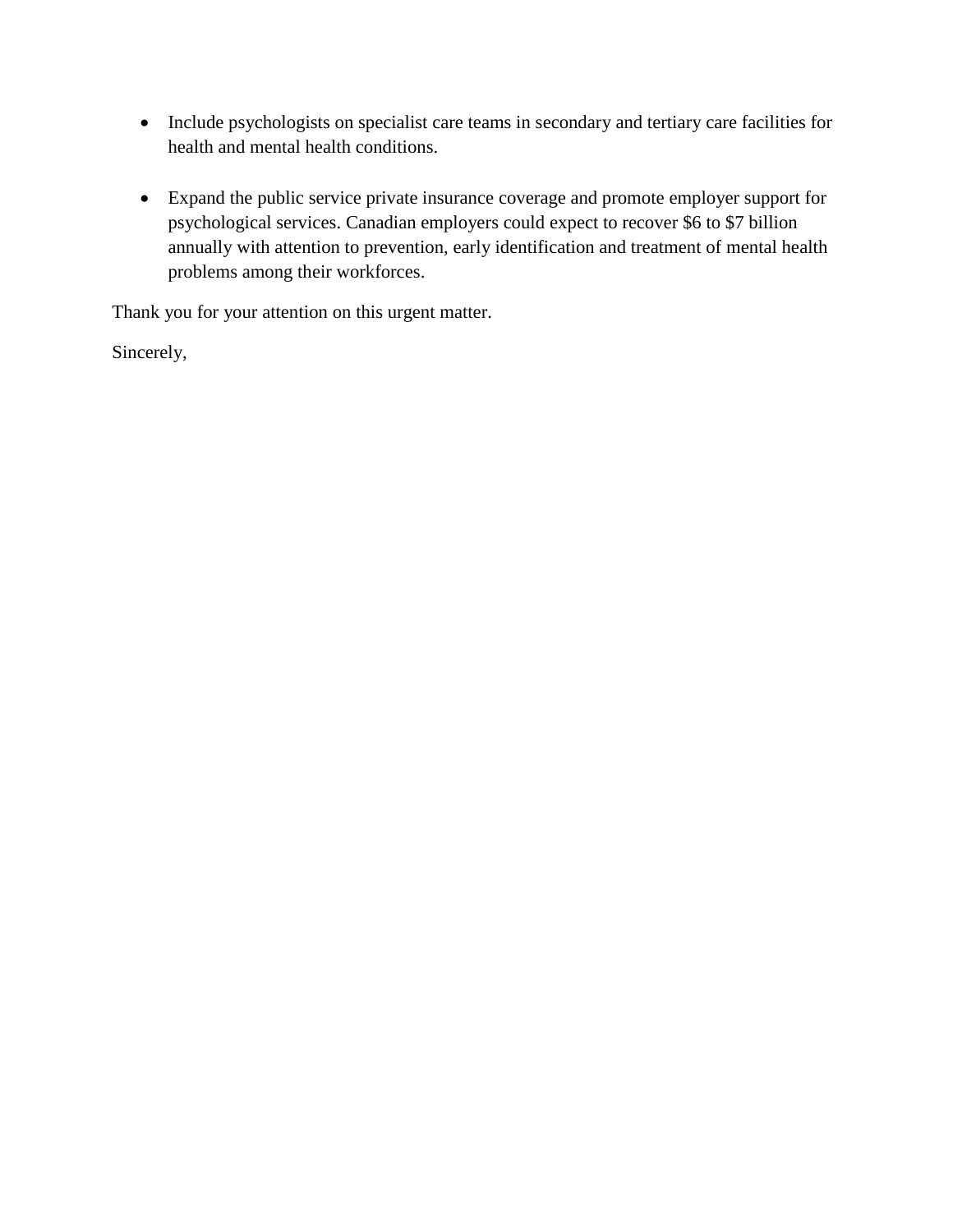- Include psychologists on specialist care teams in secondary and tertiary care facilities for health and mental health conditions.

- Expand the public service private insurance coverage and promote employer support for psychological services. Canadian employers could expect to recover $6 to $7 billion annually with attention to prevention, early identification and treatment of mental health problems among their workforces.

Thank you for your attention on this urgent matter.

Sincerely,